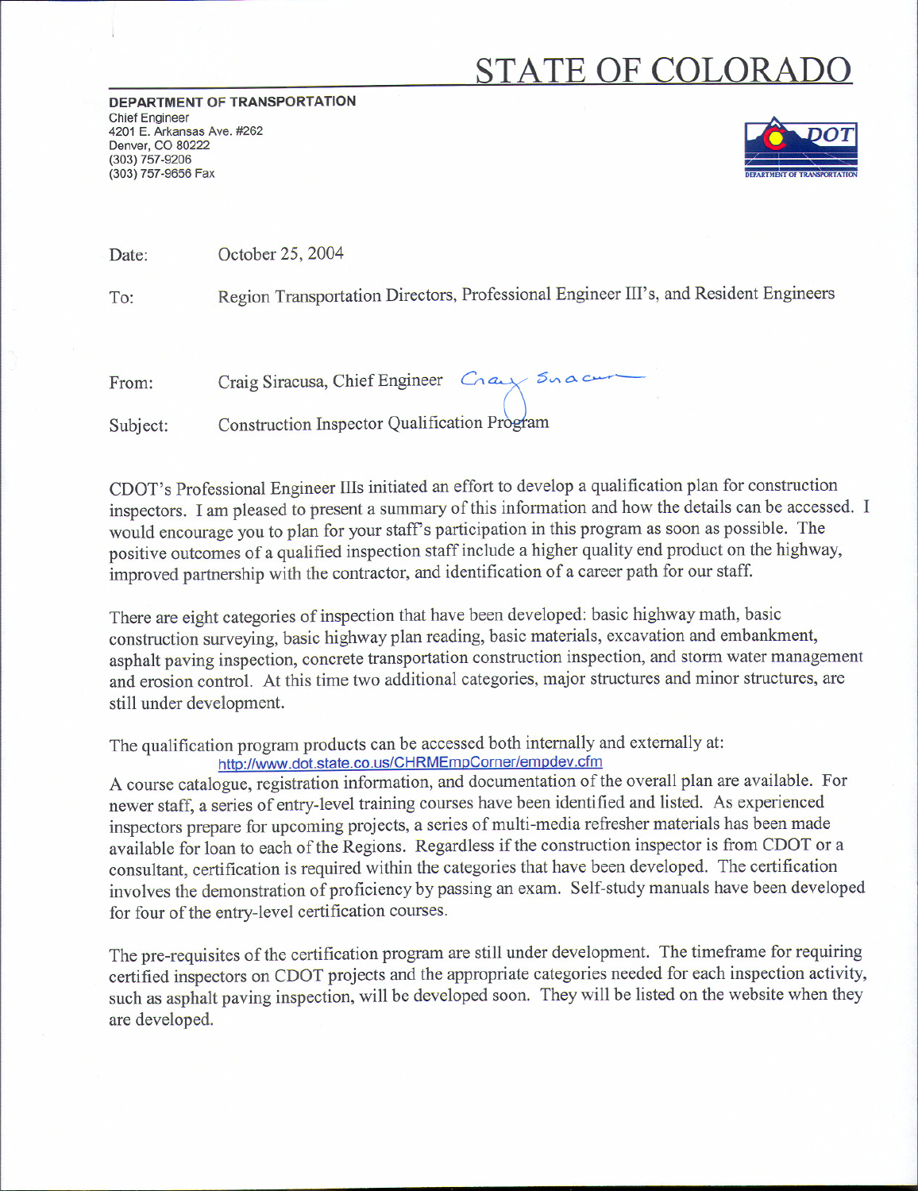# STATE OF COLORADO

**DEPARTMENT OF TRANSPORTATION**
Chief Engineer
4201 E. Arkansas Ave. #262
Denver, CO 80222
(303) 757-9206
(303) 757-9656 Fax

Date: October 25, 2004

To: Region Transportation Directors, Professional Engineer III's, and Resident Engineers

From: Craig Siracusa, Chief Engineer

Subject: Construction Inspector Qualification Program

CDOT's Professional Engineer IIIs initiated an effort to develop a qualification plan for construction inspectors. I am pleased to present a summary of this information and how the details can be accessed. I would encourage you to plan for your staff's participation in this program as soon as possible. The positive outcomes of a qualified inspection staff include a higher quality end product on the highway, improved partnership with the contractor, and identification of a career path for our staff.

There are eight categories of inspection that have been developed: basic highway math, basic construction surveying, basic highway plan reading, basic materials, excavation and embankment, asphalt paving inspection, concrete transportation construction inspection, and storm water management and erosion control. At this time two additional categories, major structures and minor structures, are still under development.

The qualification program products can be accessed both internally and externally at:
http://www.dot.state.co.us/CHRMEmpCorner/empdev.cfm
A course catalogue, registration information, and documentation of the overall plan are available. For newer staff, a series of entry-level training courses have been identified and listed. As experienced inspectors prepare for upcoming projects, a series of multi-media refresher materials has been made available for loan to each of the Regions. Regardless if the construction inspector is from CDOT or a consultant, certification is required within the categories that have been developed. The certification involves the demonstration of proficiency by passing an exam. Self-study manuals have been developed for four of the entry-level certification courses.

The pre-requisites of the certification program are still under development. The timeframe for requiring certified inspectors on CDOT projects and the appropriate categories needed for each inspection activity, such as asphalt paving inspection, will be developed soon. They will be listed on the website when they are developed.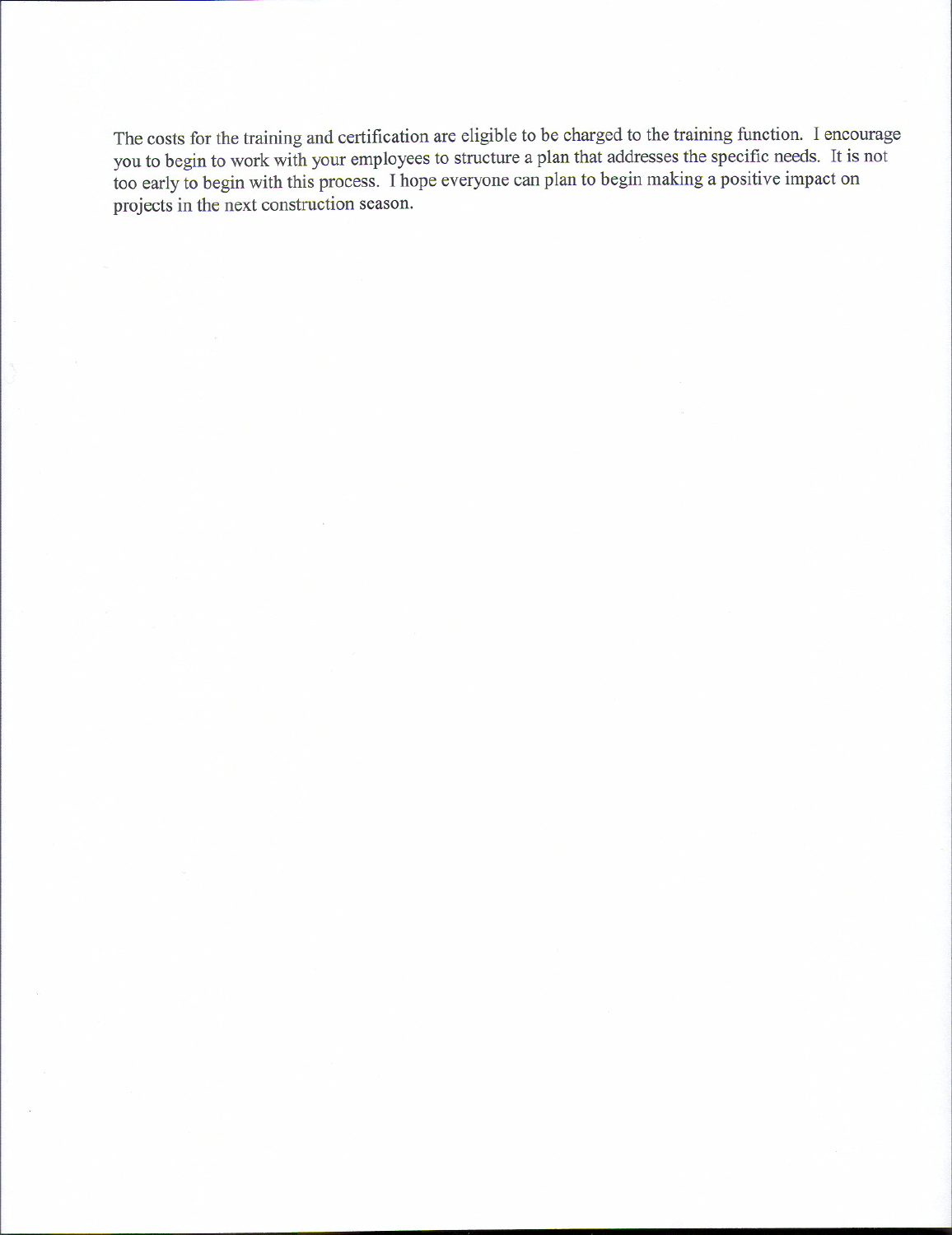The costs for the training and certification are eligible to be charged to the training function. I encourage you to begin to work with your employees to structure a plan that addresses the specific needs. It is not too early to begin with this process. I hope everyone can plan to begin making a positive impact on projects in the next construction season.